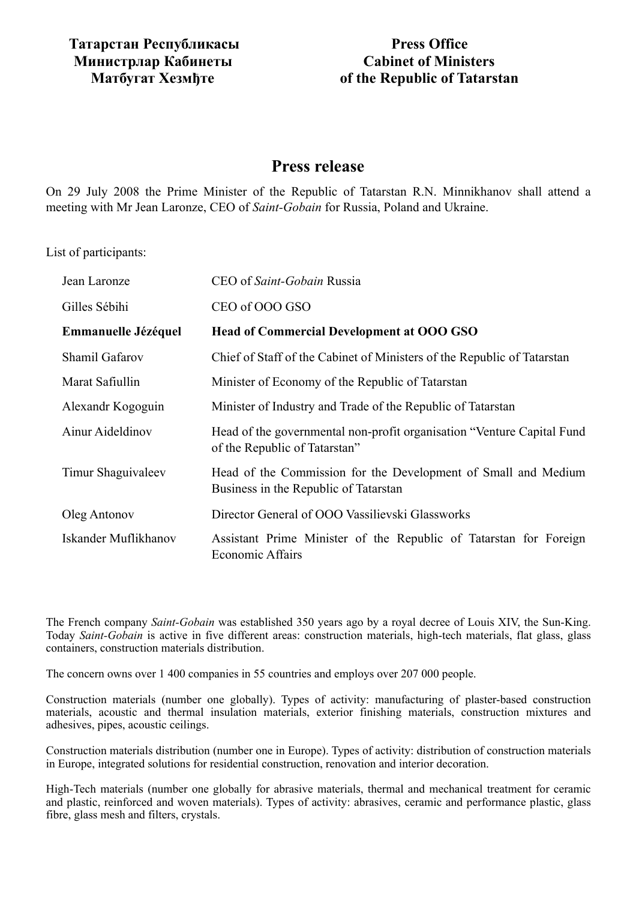**Татарстан Республикасы**
**Министрлар Кабинеты**
**Матбугат Хезмђте**

**Press Office**
**Cabinet of Ministers**
**of the Republic of Tatarstan**

# Press release

On 29 July 2008 the Prime Minister of the Republic of Tatarstan R.N. Minnikhanov shall attend a meeting with Mr Jean Laronze, CEO of *Saint-Gobain* for Russia, Poland and Ukraine.

List of participants:

| | |
|---|---|
| Jean Laronze | CEO of *Saint-Gobain* Russia |
| Gilles Sébihi | CEO of OOO GSO |
| **Emmanuelle Jézéquel** | **Head of Commercial Development at OOO GSO** |
| Shamil Gafarov | Chief of Staff of the Cabinet of Ministers of the Republic of Tatarstan |
| Marat Safiullin | Minister of Economy of the Republic of Tatarstan |
| Alexandr Kogoguin | Minister of Industry and Trade of the Republic of Tatarstan |
| Ainur Aideldinov | Head of the governmental non-profit organisation "Venture Capital Fund of the Republic of Tatarstan" |
| Timur Shaguivaleev | Head of the Commission for the Development of Small and Medium Business in the Republic of Tatarstan |
| Oleg Antonov | Director General of OOO Vassilievski Glassworks |
| Iskander Muflikhanov | Assistant Prime Minister of the Republic of Tatarstan for Foreign Economic Affairs |

The French company *Saint-Gobain* was established 350 years ago by a royal decree of Louis XIV, the Sun-King. Today *Saint-Gobain* is active in five different areas: construction materials, high-tech materials, flat glass, glass containers, construction materials distribution.

The concern owns over 1 400 companies in 55 countries and employs over 207 000 people.

Construction materials (number one globally). Types of activity: manufacturing of plaster-based construction materials, acoustic and thermal insulation materials, exterior finishing materials, construction mixtures and adhesives, pipes, acoustic ceilings.

Construction materials distribution (number one in Europe). Types of activity: distribution of construction materials in Europe, integrated solutions for residential construction, renovation and interior decoration.

High-Tech materials (number one globally for abrasive materials, thermal and mechanical treatment for ceramic and plastic, reinforced and woven materials). Types of activity: abrasives, ceramic and performance plastic, glass fibre, glass mesh and filters, crystals.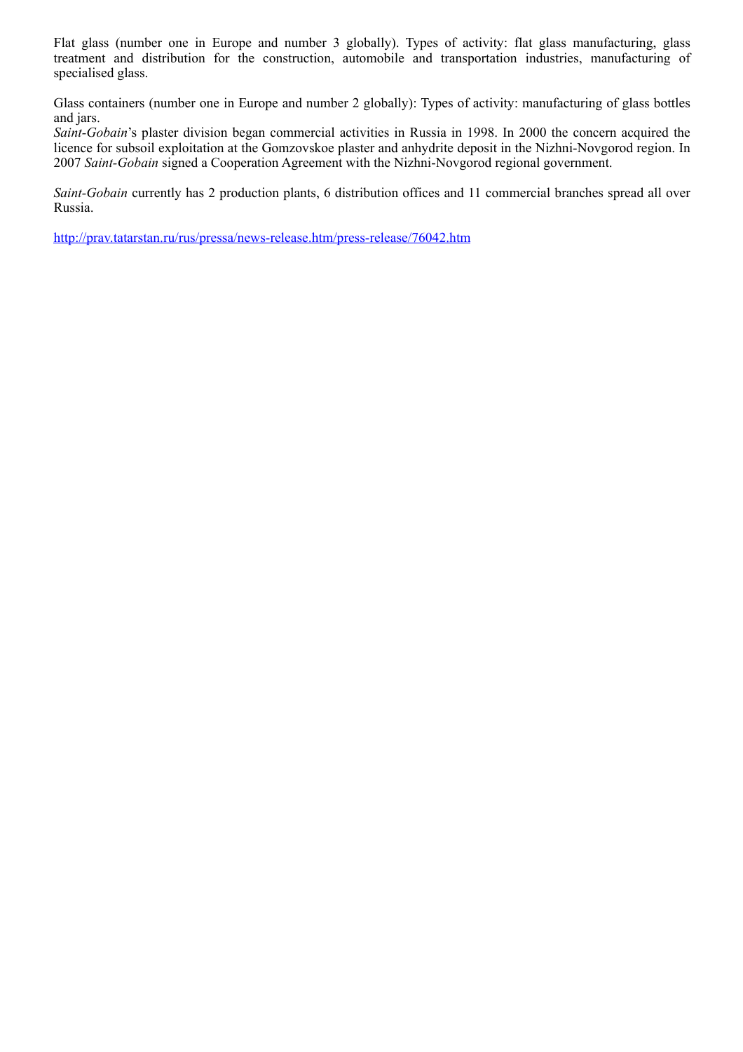Flat glass (number one in Europe and number 3 globally). Types of activity: flat glass manufacturing, glass treatment and distribution for the construction, automobile and transportation industries, manufacturing of specialised glass.

Glass containers (number one in Europe and number 2 globally): Types of activity: manufacturing of glass bottles and jars.

*Saint-Gobain*'s plaster division began commercial activities in Russia in 1998. In 2000 the concern acquired the licence for subsoil exploitation at the Gomzovskoe plaster and anhydrite deposit in the Nizhni-Novgorod region. In 2007 *Saint-Gobain* signed a Cooperation Agreement with the Nizhni-Novgorod regional government.

*Saint-Gobain* currently has 2 production plants, 6 distribution offices and 11 commercial branches spread all over Russia.

http://prav.tatarstan.ru/rus/pressa/news-release.htm/press-release/76042.htm